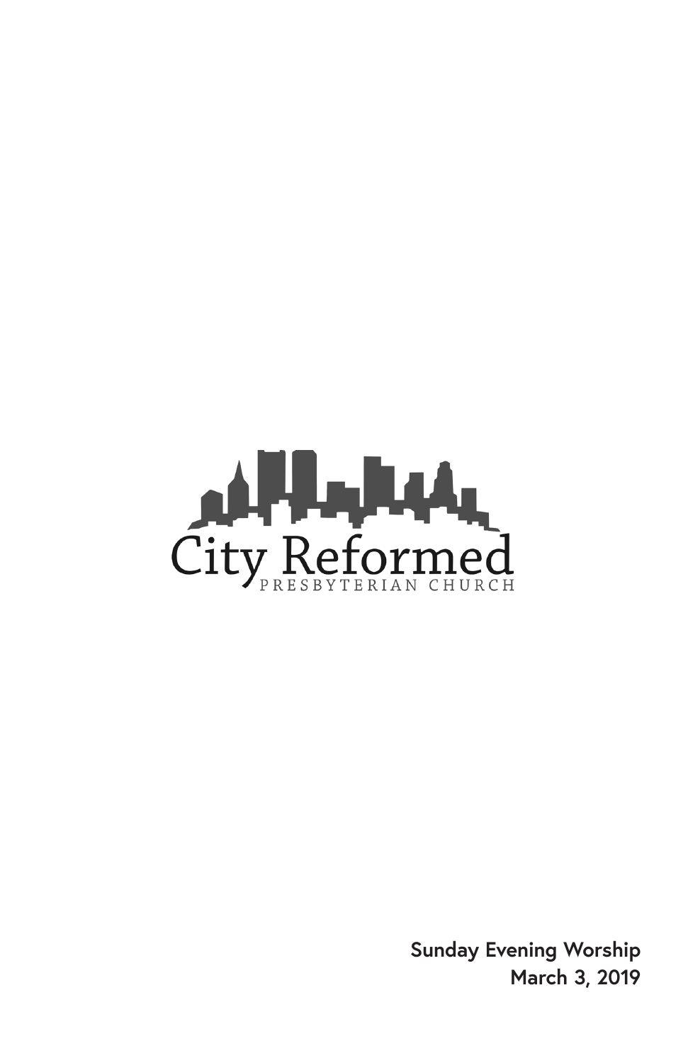City Reformed

PRESBYTERIAN CHURCH

**Sunday Evening Worship**
**March 3, 2019**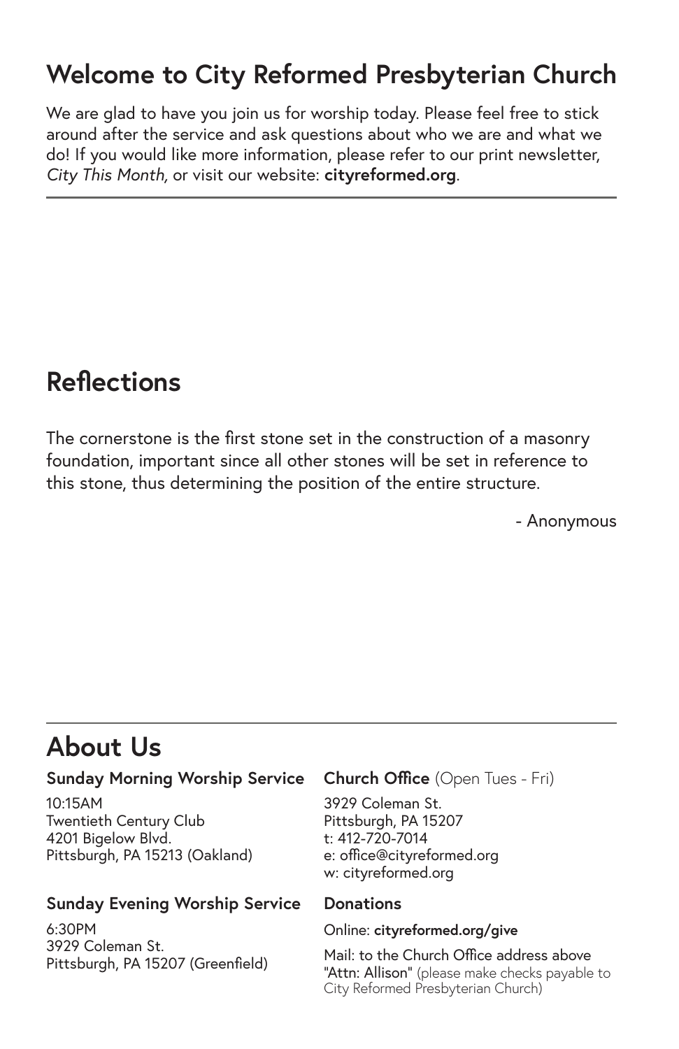## Welcome to City Reformed Presbyterian Church

We are glad to have you join us for worship today. Please feel free to stick around after the service and ask questions about who we are and what we do! If you would like more information, please refer to our print newsletter, *City This Month,* or visit our website: **cityreformed.org**.

---

## Reflections

The cornerstone is the first stone set in the construction of a masonry foundation, important since all other stones will be set in reference to this stone, thus determining the position of the entire structure.

- Anonymous

---

## About Us

**Sunday Morning Worship Service**

10:15AM
Twentieth Century Club
4201 Bigelow Blvd.
Pittsburgh, PA 15213 (Oakland)

**Sunday Evening Worship Service**

6:30PM
3929 Coleman St.
Pittsburgh, PA 15207 (Greenfield)

**Church Office** (Open Tues - Fri)

3929 Coleman St.
Pittsburgh, PA 15207
t: 412-720-7014
e: office@cityreformed.org
w: cityreformed.org

**Donations**

Online: **cityreformed.org/give**

Mail: to the Church Office address above "Attn: Allison" (please make checks payable to City Reformed Presbyterian Church)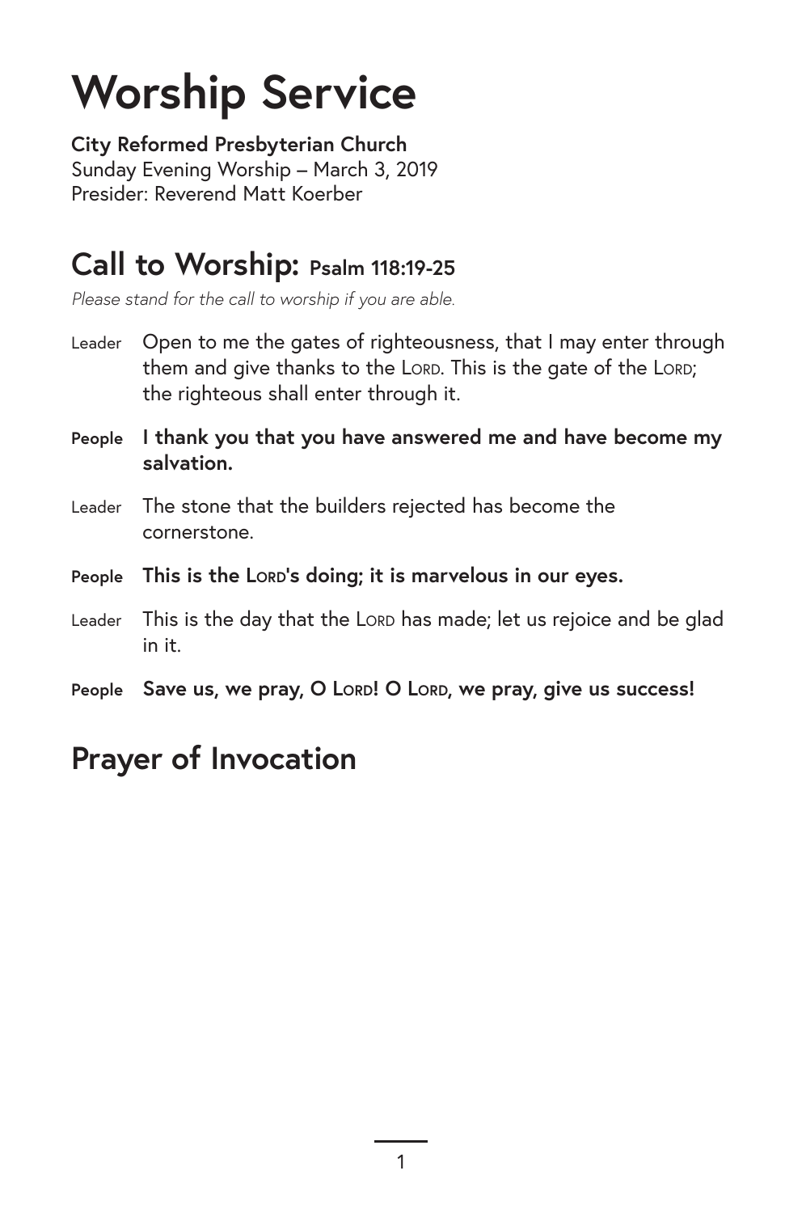# Worship Service

**City Reformed Presbyterian Church**
Sunday Evening Worship – March 3, 2019
Presider: Reverend Matt Koerber

## Call to Worship: Psalm 118:19-25

*Please stand for the call to worship if you are able.*

Leader Open to me the gates of righteousness, that I may enter through them and give thanks to the LORD. This is the gate of the LORD; the righteous shall enter through it.

**People I thank you that you have answered me and have become my salvation.**

Leader The stone that the builders rejected has become the cornerstone.

**People This is the LORD's doing; it is marvelous in our eyes.**

Leader This is the day that the LORD has made; let us rejoice and be glad in it.

**People Save us, we pray, O LORD! O LORD, we pray, give us success!**

## Prayer of Invocation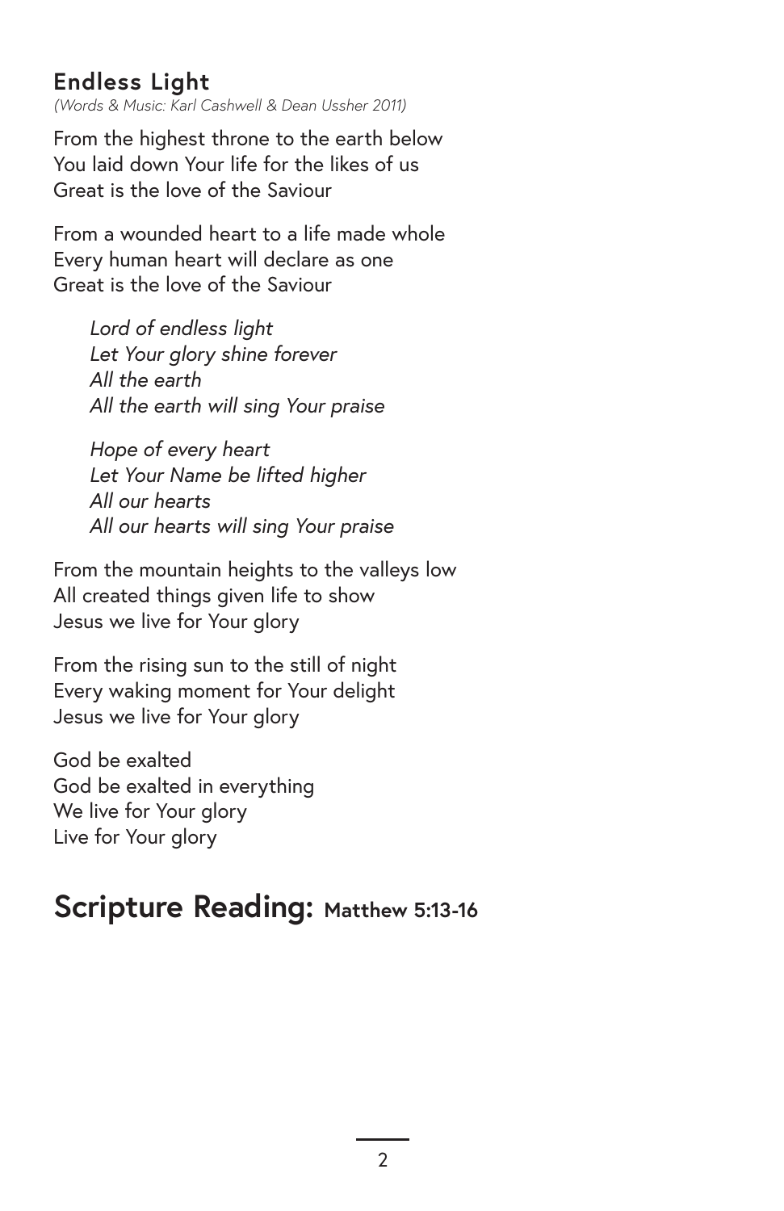### Endless Light

*(Words & Music: Karl Cashwell & Dean Ussher 2011)*

From the highest throne to the earth below  
You laid down Your life for the likes of us  
Great is the love of the Saviour

From a wounded heart to a life made whole  
Every human heart will declare as one  
Great is the love of the Saviour

*Lord of endless light*  
*Let Your glory shine forever*  
*All the earth*  
*All the earth will sing Your praise*

*Hope of every heart*  
*Let Your Name be lifted higher*  
*All our hearts*  
*All our hearts will sing Your praise*

From the mountain heights to the valleys low  
All created things given life to show  
Jesus we live for Your glory

From the rising sun to the still of night  
Every waking moment for Your delight  
Jesus we live for Your glory

God be exalted  
God be exalted in everything  
We live for Your glory  
Live for Your glory

## Scripture Reading: **Matthew 5:13-16**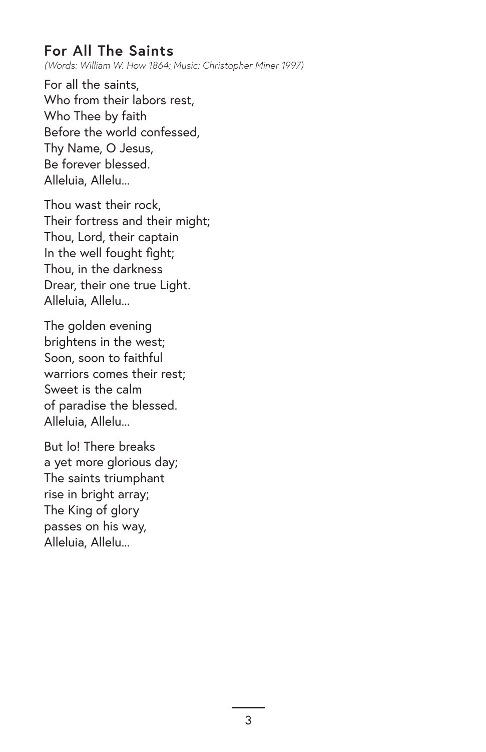## For All The Saints

*(Words: William W. How 1864; Music: Christopher Miner 1997)*

For all the saints,  
Who from their labors rest,  
Who Thee by faith  
Before the world confessed,  
Thy Name, O Jesus,  
Be forever blessed.  
Alleluia, Allelu...

Thou wast their rock,  
Their fortress and their might;  
Thou, Lord, their captain  
In the well fought fight;  
Thou, in the darkness  
Drear, their one true Light.  
Alleluia, Allelu...

The golden evening  
brightens in the west;  
Soon, soon to faithful  
warriors comes their rest;  
Sweet is the calm  
of paradise the blessed.  
Alleluia, Allelu...

But lo! There breaks  
a yet more glorious day;  
The saints triumphant  
rise in bright array;  
The King of glory  
passes on his way,  
Alleluia, Allelu...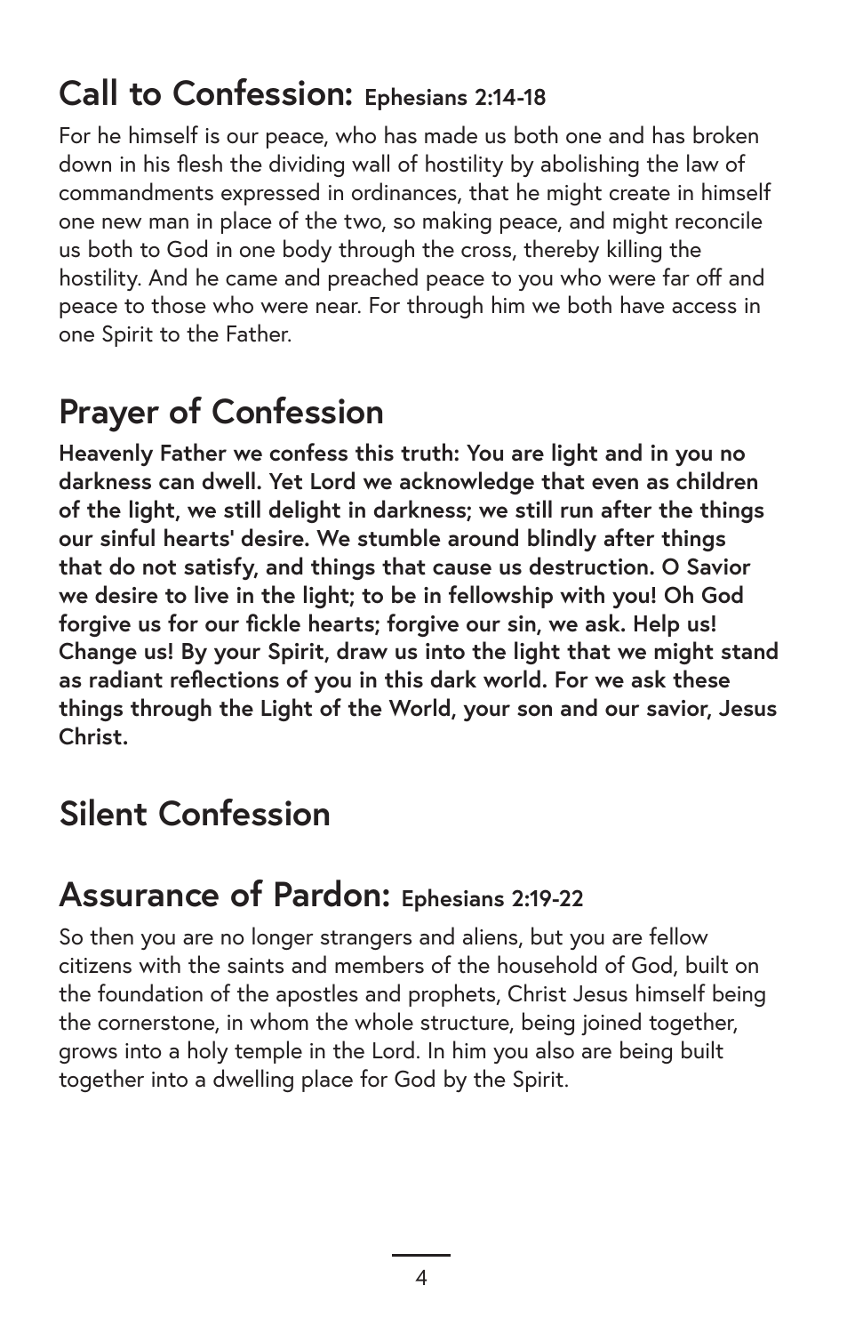## Call to Confession: Ephesians 2:14-18

For he himself is our peace, who has made us both one and has broken down in his flesh the dividing wall of hostility by abolishing the law of commandments expressed in ordinances, that he might create in himself one new man in place of the two, so making peace, and might reconcile us both to God in one body through the cross, thereby killing the hostility. And he came and preached peace to you who were far off and peace to those who were near. For through him we both have access in one Spirit to the Father.

## Prayer of Confession

**Heavenly Father we confess this truth: You are light and in you no darkness can dwell. Yet Lord we acknowledge that even as children of the light, we still delight in darkness; we still run after the things our sinful hearts' desire. We stumble around blindly after things that do not satisfy, and things that cause us destruction. O Savior we desire to live in the light; to be in fellowship with you! Oh God forgive us for our fickle hearts; forgive our sin, we ask. Help us! Change us! By your Spirit, draw us into the light that we might stand as radiant reflections of you in this dark world. For we ask these things through the Light of the World, your son and our savior, Jesus Christ.**

## Silent Confession

## Assurance of Pardon: Ephesians 2:19-22

So then you are no longer strangers and aliens, but you are fellow citizens with the saints and members of the household of God, built on the foundation of the apostles and prophets, Christ Jesus himself being the cornerstone, in whom the whole structure, being joined together, grows into a holy temple in the Lord. In him you also are being built together into a dwelling place for God by the Spirit.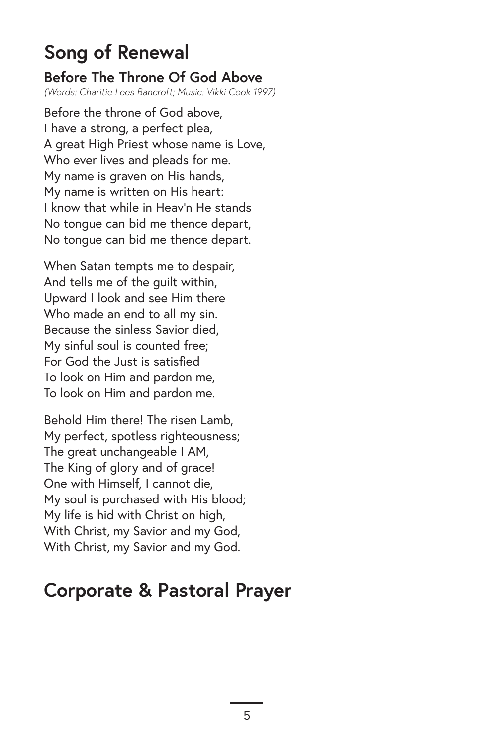## Song of Renewal

### Before The Throne Of God Above

*(Words: Charitie Lees Bancroft; Music: Vikki Cook 1997)*

Before the throne of God above,
I have a strong, a perfect plea,
A great High Priest whose name is Love,
Who ever lives and pleads for me.
My name is graven on His hands,
My name is written on His heart:
I know that while in Heav'n He stands
No tongue can bid me thence depart,
No tongue can bid me thence depart.

When Satan tempts me to despair,
And tells me of the guilt within,
Upward I look and see Him there
Who made an end to all my sin.
Because the sinless Savior died,
My sinful soul is counted free;
For God the Just is satisfied
To look on Him and pardon me,
To look on Him and pardon me.

Behold Him there! The risen Lamb,
My perfect, spotless righteousness;
The great unchangeable I AM,
The King of glory and of grace!
One with Himself, I cannot die,
My soul is purchased with His blood;
My life is hid with Christ on high,
With Christ, my Savior and my God,
With Christ, my Savior and my God.

## Corporate & Pastoral Prayer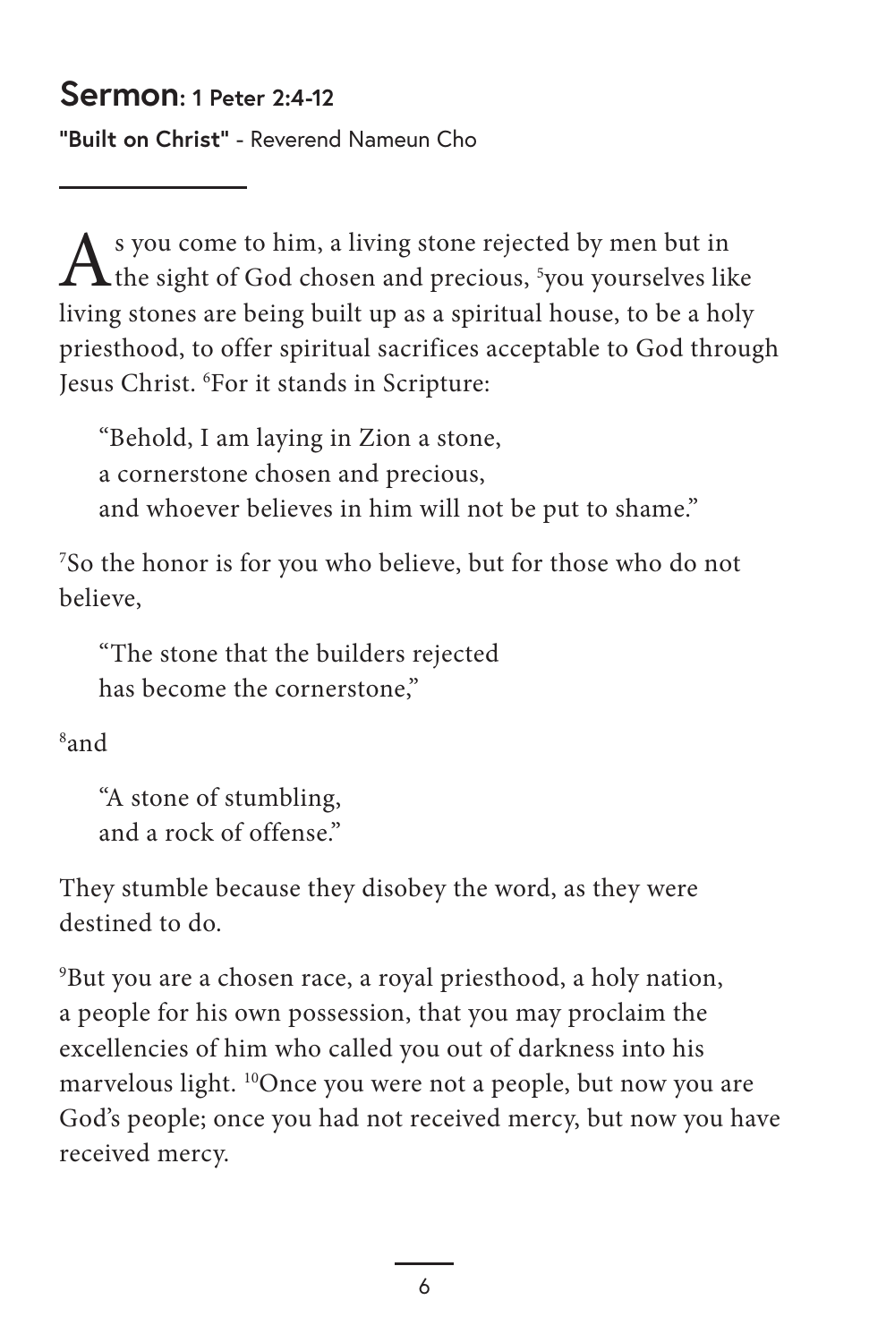## Sermon: 1 Peter 2:4-12

**"Built on Christ"** - Reverend Nameun Cho

As you come to him, a living stone rejected by men but in the sight of God chosen and precious, [5]you yourselves like living stones are being built up as a spiritual house, to be a holy priesthood, to offer spiritual sacrifices acceptable to God through Jesus Christ. [6]For it stands in Scripture:

> "Behold, I am laying in Zion a stone,
> a cornerstone chosen and precious,
> and whoever believes in him will not be put to shame."

[7]So the honor is for you who believe, but for those who do not believe,

> "The stone that the builders rejected
> has become the cornerstone,"

[8]and

> "A stone of stumbling,
> and a rock of offense."

They stumble because they disobey the word, as they were destined to do.

[9]But you are a chosen race, a royal priesthood, a holy nation, a people for his own possession, that you may proclaim the excellencies of him who called you out of darkness into his marvelous light. [10]Once you were not a people, but now you are God's people; once you had not received mercy, but now you have received mercy.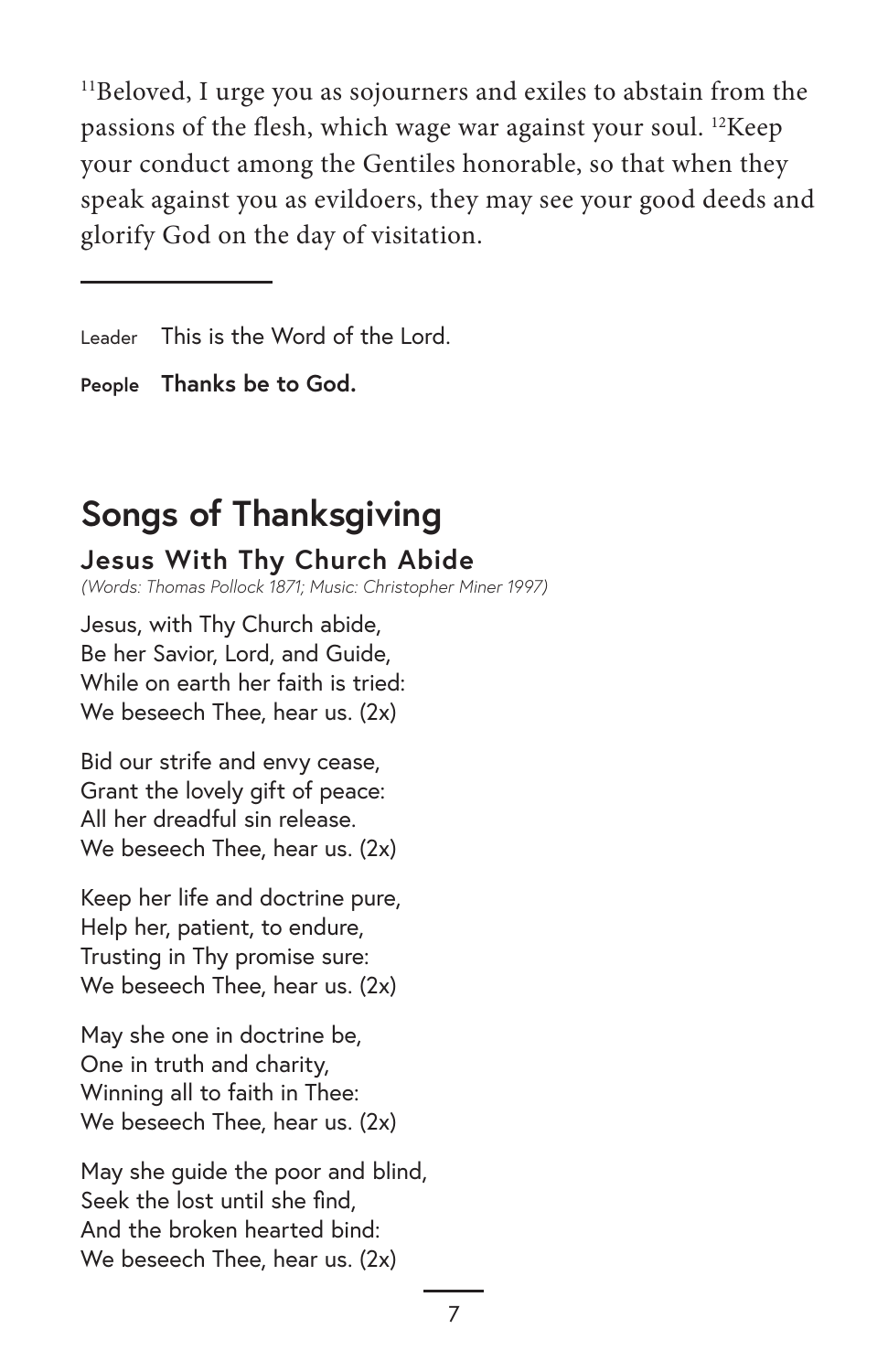[11]Beloved, I urge you as sojourners and exiles to abstain from the passions of the flesh, which wage war against your soul. [12]Keep your conduct among the Gentiles honorable, so that when they speak against you as evildoers, they may see your good deeds and glorify God on the day of visitation.

---

Leader This is the Word of the Lord.

**People Thanks be to God.**

## Songs of Thanksgiving

### Jesus With Thy Church Abide

*(Words: Thomas Pollock 1871; Music: Christopher Miner 1997)*

Jesus, with Thy Church abide,  
Be her Savior, Lord, and Guide,  
While on earth her faith is tried:  
We beseech Thee, hear us. (2x)

Bid our strife and envy cease,  
Grant the lovely gift of peace:  
All her dreadful sin release.  
We beseech Thee, hear us. (2x)

Keep her life and doctrine pure,  
Help her, patient, to endure,  
Trusting in Thy promise sure:  
We beseech Thee, hear us. (2x)

May she one in doctrine be,  
One in truth and charity,  
Winning all to faith in Thee:  
We beseech Thee, hear us. (2x)

May she guide the poor and blind,  
Seek the lost until she find,  
And the broken hearted bind:  
We beseech Thee, hear us. (2x)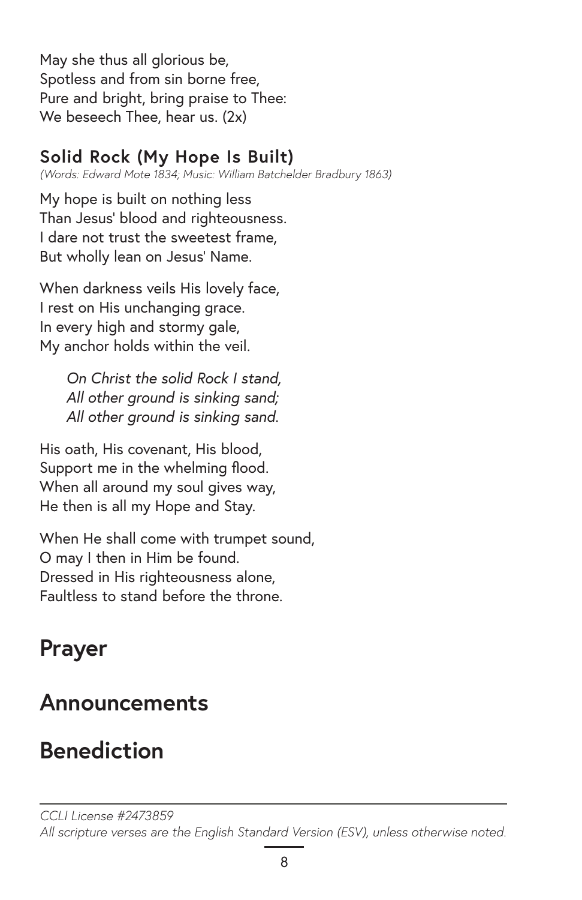May she thus all glorious be,
Spotless and from sin borne free,
Pure and bright, bring praise to Thee:
We beseech Thee, hear us. (2x)

### Solid Rock (My Hope Is Built)

*(Words: Edward Mote 1834; Music: William Batchelder Bradbury 1863)*

My hope is built on nothing less
Than Jesus' blood and righteousness.
I dare not trust the sweetest frame,
But wholly lean on Jesus' Name.

When darkness veils His lovely face,
I rest on His unchanging grace.
In every high and stormy gale,
My anchor holds within the veil.

*On Christ the solid Rock I stand,*
*All other ground is sinking sand;*
*All other ground is sinking sand.*

His oath, His covenant, His blood,
Support me in the whelming flood.
When all around my soul gives way,
He then is all my Hope and Stay.

When He shall come with trumpet sound,
O may I then in Him be found.
Dressed in His righteousness alone,
Faultless to stand before the throne.

## Prayer

## Announcements

## Benediction

---

*CCLI License #2473859*
*All scripture verses are the English Standard Version (ESV), unless otherwise noted.*